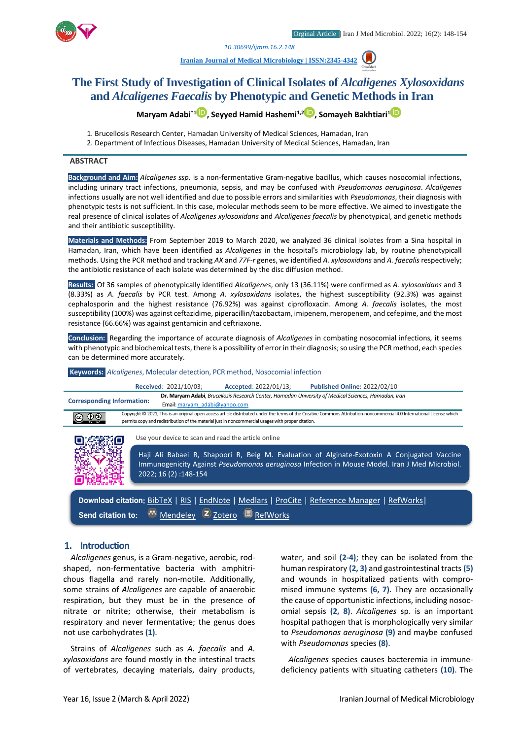Orginal Article | Iran J Med Microbiol. 2022; 16(2): 148-154

10.30699/ijmm.16.2.148

Iranian Journal of Medical Microbiology | ISSN:2345-4342

# The First Study of Investigation of Clinical Isolates of *Alcaligenes Xylosoxidans* and *Alcaligenes Faecalis* by Phenotypic and Genetic Methods in Iran

**Maryam Adabi*[1], Seyyed Hamid Hashemi[1,2], Somayeh Bakhtiari[1]**

1. Brucellosis Research Center, Hamadan University of Medical Sciences, Hamadan, Iran
2. Department of Infectious Diseases, Hamadan University of Medical Sciences, Hamadan, Iran

## ABSTRACT

**Background and Aim:** *Alcaligenes ssp*. is a non-fermentative Gram-negative bacillus, which causes nosocomial infections, including urinary tract infections, pneumonia, sepsis, and may be confused with *Pseudomonas aeruginosa*. *Alcaligenes* infections usually are not well identified and due to possible errors and similarities with *Pseudomonas*, their diagnosis with phenotypic tests is not sufficient. In this case, molecular methods seem to be more effective. We aimed to investigate the real presence of clinical isolates of *Alcaligenes xylosoxidans* and *Alcaligenes faecalis* by phenotypical, and genetic methods and their antibiotic susceptibility.

**Materials and Methods:** From September 2019 to March 2020, we analyzed 36 clinical isolates from a Sina hospital in Hamadan, Iran, which have been identified as *Alcaligenes* in the hospital's microbiology lab, by routine phenotypicall methods. Using the PCR method and tracking *AX* and *77F-r* genes, we identified *A. xylosoxidans* and *A. faecalis* respectively; the antibiotic resistance of each isolate was determined by the disc diffusion method.

**Results:** Of 36 samples of phenotypically identified *Alcaligenes*, only 13 (36.11%) were confirmed as *A. xylosoxidans* and 3 (8.33%) as *A. faecalis* by PCR test. Among *A. xylosoxidans* isolates, the highest susceptibility (92.3%) was against cephalosporin and the highest resistance (76.92%) was against ciprofloxacin. Among *A. faecalis* isolates, the most susceptibility (100%) was against ceftazidime, piperacillin/tazobactam, imipenem, meropenem, and cefepime, and the most resistance (66.66%) was against gentamicin and ceftriaxone.

**Conclusion:** Regarding the importance of accurate diagnosis of *Alcaligenes* in combating nosocomial infections, it seems with phenotypic and biochemical tests, there is a possibility of error in their diagnosis; so using the PCR method, each species can be determined more accurately.

**Keywords:** *Alcaligenes*, Molecular detection, PCR method, Nosocomial infection

**Received**: 2021/10/03; **Accepted**: 2022/01/13; **Published Online**: 2022/02/10

**Corresponding Information:** **Dr. Maryam Adabi**, *Brucellosis Research Center, Hamadan University of Medical Sciences, Hamadan, Iran*
Email: maryam_adabi@yahoo.com

Copyright © 2021, This is an original open-access article distributed under the terms of the Creative Commons Attribution-noncommercial 4.0 International License which permits copy and redistribution of the material just in noncommercial usages with proper citation.

Use your device to scan and read the article online

Haji Ali Babaei R, Shapoori R, Beig M. Evaluation of Alginate-Exotoxin A Conjugated Vaccine Immunogenicity Against *Pseudomonas aeruginosa* Infection in Mouse Model. Iran J Med Microbiol. 2022; 16 (2) :148-154

**Download citation:** BibTeX | RIS | EndNote | Medlars | ProCite | Reference Manager | RefWorks |
**Send citation to:** Mendeley | Zotero | RefWorks

## 1. Introduction

*Alcaligenes* genus, is a Gram-negative, aerobic, rod-shaped, non-fermentative bacteria with amphitrichous flagella and rarely non-motile. Additionally, some strains of *Alcaligenes* are capable of anaerobic respiration, but they must be in the presence of nitrate or nitrite; otherwise, their metabolism is respiratory and never fermentative; the genus does not use carbohydrates **(1)**.

Strains of *Alcaligenes* such as *A. faecalis* and *A. xylosoxidans* are found mostly in the intestinal tracts of vertebrates, decaying materials, dairy products, water, and soil **(2-4)**; they can be isolated from the human respiratory **(2, 3)** and gastrointestinal tracts **(5)** and wounds in hospitalized patients with compromised immune systems **(6, 7)**. They are occasionally the cause of opportunistic infections, including nosocomial sepsis **(2, 8)**. *Alcaligenes* sp. is an important hospital pathogen that is morphologically very similar to *Pseudomonas aeruginosa* **(9)** and maybe confused with *Pseudomonas* species **(8)**.

*Alcaligenes* species causes bacteremia in immune-deficiency patients with situating catheters **(10)**. The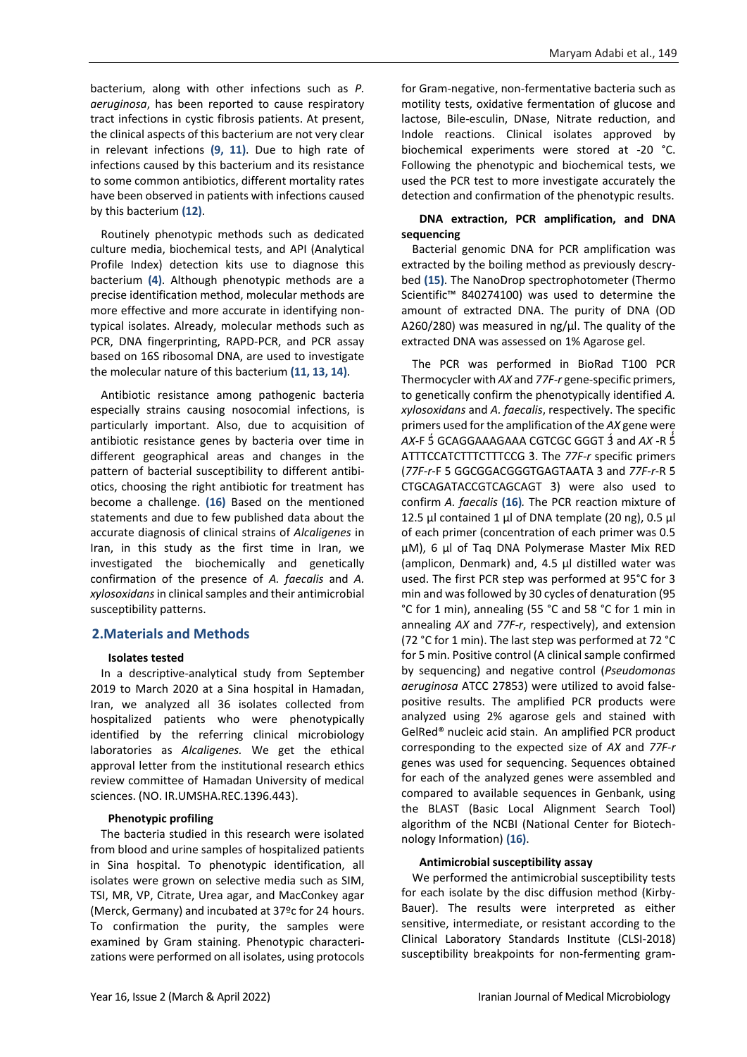bacterium, along with other infections such as *P. aeruginosa*, has been reported to cause respiratory tract infections in cystic fibrosis patients. At present, the clinical aspects of this bacterium are not very clear in relevant infections **(9, 11)**. Due to high rate of infections caused by this bacterium and its resistance to some common antibiotics, different mortality rates have been observed in patients with infections caused by this bacterium **(12)**.

Routinely phenotypic methods such as dedicated culture media, biochemical tests, and API (Analytical Profile Index) detection kits use to diagnose this bacterium **(4)**. Although phenotypic methods are a precise identification method, molecular methods are more effective and more accurate in identifying non-typical isolates. Already, molecular methods such as PCR, DNA fingerprinting, RAPD-PCR, and PCR assay based on 16S ribosomal DNA, are used to investigate the molecular nature of this bacterium **(11, 13, 14)**.

Antibiotic resistance among pathogenic bacteria especially strains causing nosocomial infections, is particularly important. Also, due to acquisition of antibiotic resistance genes by bacteria over time in different geographical areas and changes in the pattern of bacterial susceptibility to different antibiotics, choosing the right antibiotic for treatment has become a challenge. **(16)** Based on the mentioned statements and due to few published data about the accurate diagnosis of clinical strains of *Alcaligenes* in Iran, in this study as the first time in Iran, we investigated the biochemically and genetically confirmation of the presence of *A. faecalis* and *A. xylosoxidans* in clinical samples and their antimicrobial susceptibility patterns.

## 2.Materials and Methods

### Isolates tested

In a descriptive-analytical study from September 2019 to March 2020 at a Sina hospital in Hamadan, Iran, we analyzed all 36 isolates collected from hospitalized patients who were phenotypically identified by the referring clinical microbiology laboratories as *Alcaligenes.* We get the ethical approval letter from the institutional research ethics review committee of Hamadan University of medical sciences. (NO. IR.UMSHA.REC.1396.443).

### Phenotypic profiling

The bacteria studied in this research were isolated from blood and urine samples of hospitalized patients in Sina hospital. To phenotypic identification, all isolates were grown on selective media such as SIM, TSI, MR, VP, Citrate, Urea agar, and MacConkey agar (Merck, Germany) and incubated at 37ºc for 24 hours. To confirmation the purity, the samples were examined by Gram staining. Phenotypic characterizations were performed on all isolates, using protocols for Gram-negative, non-fermentative bacteria such as motility tests, oxidative fermentation of glucose and lactose, Bile-esculin, DNase, Nitrate reduction, and Indole reactions. Clinical isolates approved by biochemical experiments were stored at -20 °C. Following the phenotypic and biochemical tests, we used the PCR test to more investigate accurately the detection and confirmation of the phenotypic results.

### DNA extraction, PCR amplification, and DNA sequencing

Bacterial genomic DNA for PCR amplification was extracted by the boiling method as previously descrybed **(15)**. The NanoDrop spectrophotometer (Thermo Scientific™ 840274100) was used to determine the amount of extracted DNA. The purity of DNA (OD A260/280) was measured in ng/µl. The quality of the extracted DNA was assessed on 1% Agarose gel.

The PCR was performed in BioRad T100 PCR Thermocycler with *AX* and *77F-r* gene-specific primers, to genetically confirm the phenotypically identified *A. xylosoxidans* and *A. faecalis*, respectively. The specific primers used for the amplification of the *AX* gene were *AX*-F 5́ GCAGGAAAGAAA CGTCGC GGGT 3́ and *AX* -R 5́ ATTTCCATCTTTCTTTCCG 3. The *77F-r* specific primers (*77F-r*-F 5 GGCGGACGGGTGAGTAATA 3 and *77F-r*-R 5 CTGCAGATACCGTCAGCAGT 3) were also used to confirm *A. faecalis* **(16)**. The PCR reaction mixture of 12.5 µl contained 1 µl of DNA template (20 ng), 0.5 µl of each primer (concentration of each primer was 0.5 µM), 6 µl of Taq DNA Polymerase Master Mix RED (amplicon, Denmark) and, 4.5 µl distilled water was used. The first PCR step was performed at 95°C for 3 min and was followed by 30 cycles of denaturation (95 °C for 1 min), annealing (55 °C and 58 °C for 1 min in annealing *AX* and *77F-r*, respectively), and extension (72 °C for 1 min). The last step was performed at 72 °C for 5 min. Positive control (A clinical sample confirmed by sequencing) and negative control (*Pseudomonas aeruginosa* ATCC 27853) were utilized to avoid false-positive results. The amplified PCR products were analyzed using 2% agarose gels and stained with GelRed® nucleic acid stain. An amplified PCR product corresponding to the expected size of *AX* and *77F-r* genes was used for sequencing. Sequences obtained for each of the analyzed genes were assembled and compared to available sequences in Genbank, using the BLAST (Basic Local Alignment Search Tool) algorithm of the NCBI (National Center for Biotechnology Information) **(16)**.

### Antimicrobial susceptibility assay

We performed the antimicrobial susceptibility tests for each isolate by the disc diffusion method (Kirby-Bauer). The results were interpreted as either sensitive, intermediate, or resistant according to the Clinical Laboratory Standards Institute (CLSI-2018) susceptibility breakpoints for non-fermenting gram-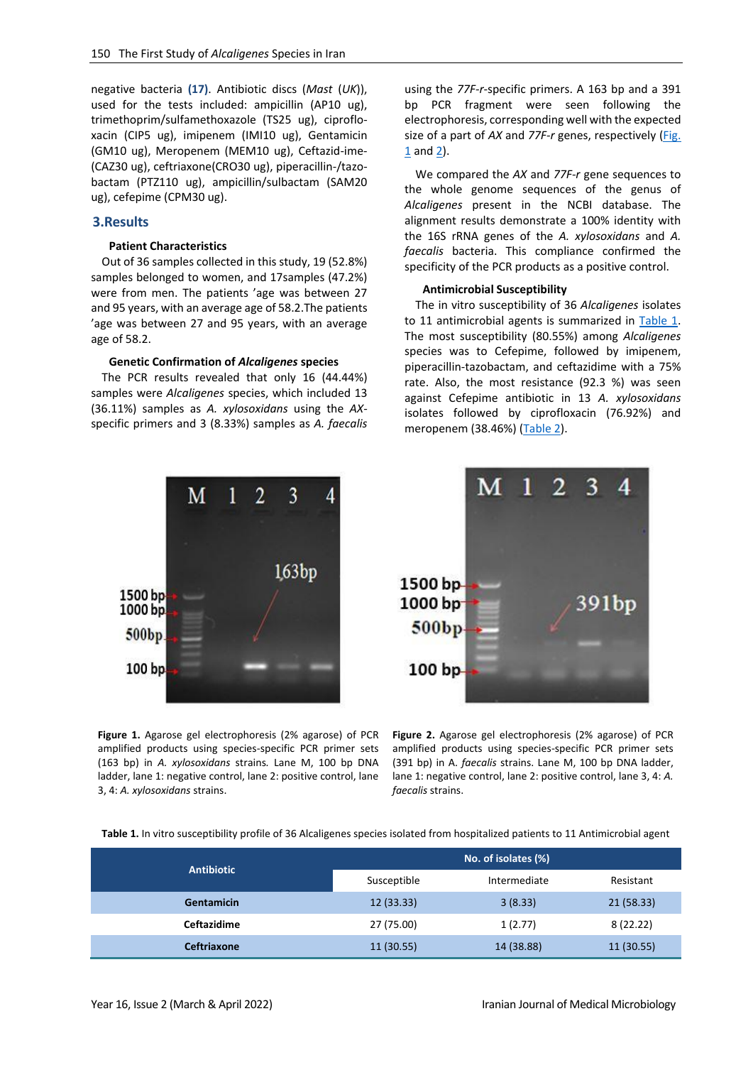negative bacteria **(17)**. Antibiotic discs (*Mast* (*UK*)), used for the tests included: ampicillin (AP10 ug), trimethoprim/sulfamethoxazole (TS25 ug), ciproflo-xacin (CIP5 ug), imipenem (IMI10 ug), Gentamicin (GM10 ug), Meropenem (MEM10 ug), Ceftazid-ime-(CAZ30 ug), ceftriaxone(CRO30 ug), piperacillin-/tazo-bactam (PTZ110 ug), ampicillin/sulbactam (SAM20 ug), cefepime (CPM30 ug).

## 3.Results

### Patient Characteristics

Out of 36 samples collected in this study, 19 (52.8%) samples belonged to women, and 17samples (47.2%) were from men. The patients 'age was between 27 and 95 years, with an average age of 58.2.The patients 'age was between 27 and 95 years, with an average age of 58.2.

### Genetic Confirmation of *Alcaligenes* species

The PCR results revealed that only 16 (44.44%) samples were *Alcaligenes* species, which included 13 (36.11%) samples as *A. xylosoxidans* using the *AX*-specific primers and 3 (8.33%) samples as *A. faecalis* using the *77F-r*-specific primers. A 163 bp and a 391 bp PCR fragment were seen following the electrophoresis, corresponding well with the expected size of a part of *AX* and *77F-r* genes, respectively (Fig. 1 and 2).

We compared the *AX* and *77F-r* gene sequences to the whole genome sequences of the genus of *Alcaligenes* present in the NCBI database. The alignment results demonstrate a 100% identity with the 16S rRNA genes of the *A. xylosoxidans* and *A. faecalis* bacteria. This compliance confirmed the specificity of the PCR products as a positive control.

### Antimicrobial Susceptibility

The in vitro susceptibility of 36 *Alcaligenes* isolates to 11 antimicrobial agents is summarized in Table 1. The most susceptibility (80.55%) among *Alcaligenes* species was to Cefepime, followed by imipenem, piperacillin-tazobactam, and ceftazidime with a 75% rate. Also, the most resistance (92.3 %) was seen against Cefepime antibiotic in 13 *A. xylosoxidans* isolates followed by ciprofloxacin (76.92%) and meropenem (38.46%) (Table 2).

**Figure 1.** Agarose gel electrophoresis (2% agarose) of PCR amplified products using species-specific PCR primer sets (163 bp) in *A. xylosoxidans* strains*.* Lane M, 100 bp DNA ladder, lane 1: negative control, lane 2: positive control, lane 3, 4: *A. xylosoxidans* strains.

**Figure 2.** Agarose gel electrophoresis (2% agarose) of PCR amplified products using species-specific PCR primer sets (391 bp) in A. *faecalis* strains. Lane M, 100 bp DNA ladder, lane 1: negative control, lane 2: positive control, lane 3, 4: *A. faecalis* strains.

**Table 1.** In vitro susceptibility profile of 36 Alcaligenes species isolated from hospitalized patients to 11 Antimicrobial agent

| Antibiotic | No. of isolates (%) | | |
|---|---|---|---|
| | Susceptible | Intermediate | Resistant |
| **Gentamicin** | 12 (33.33) | 3 (8.33) | 21 (58.33) |
| **Ceftazidime** | 27 (75.00) | 1 (2.77) | 8 (22.22) |
| **Ceftriaxone** | 11 (30.55) | 14 (38.88) | 11 (30.55) |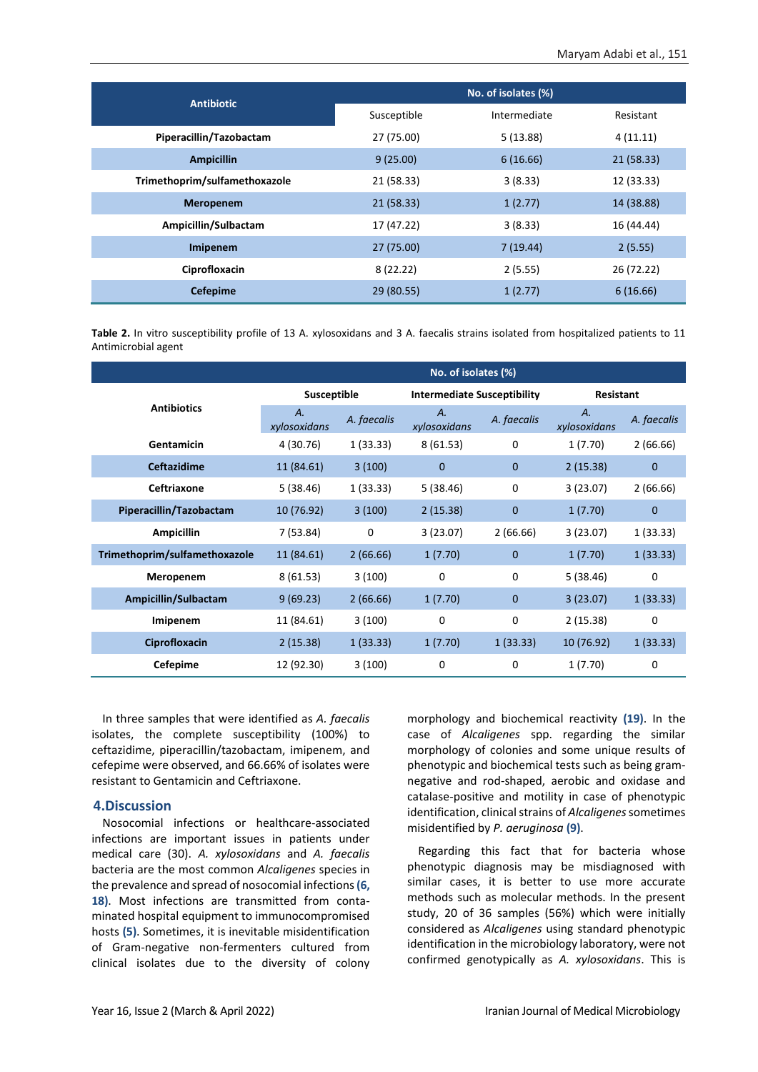| Antibiotic | No. of isolates (%) | | |
|---|---|---|---|
| | Susceptible | Intermediate | Resistant |
| **Piperacillin/Tazobactam** | 27 (75.00) | 5 (13.88) | 4 (11.11) |
| **Ampicillin** | 9 (25.00) | 6 (16.66) | 21 (58.33) |
| **Trimethoprim/sulfamethoxazole** | 21 (58.33) | 3 (8.33) | 12 (33.33) |
| **Meropenem** | 21 (58.33) | 1 (2.77) | 14 (38.88) |
| **Ampicillin/Sulbactam** | 17 (47.22) | 3 (8.33) | 16 (44.44) |
| **Imipenem** | 27 (75.00) | 7 (19.44) | 2 (5.55) |
| **Ciprofloxacin** | 8 (22.22) | 2 (5.55) | 26 (72.22) |
| **Cefepime** | 29 (80.55) | 1 (2.77) | 6 (16.66) |

**Table 2.** In vitro susceptibility profile of 13 A. xylosoxidans and 3 A. faecalis strains isolated from hospitalized patients to 11 Antimicrobial agent

| Antibiotics | No. of isolates (%) | | | | | |
|---|---|---|---|---|---|---|
| | Susceptible | | Intermediate Susceptibility | | Resistant | |
| | *A. xylosoxidans* | *A. faecalis* | *A. xylosoxidans* | *A. faecalis* | *A. xylosoxidans* | *A. faecalis* |
| **Gentamicin** | 4 (30.76) | 1 (33.33) | 8 (61.53) | 0 | 1 (7.70) | 2 (66.66) |
| **Ceftazidime** | 11 (84.61) | 3 (100) | 0 | 0 | 2 (15.38) | 0 |
| **Ceftriaxone** | 5 (38.46) | 1 (33.33) | 5 (38.46) | 0 | 3 (23.07) | 2 (66.66) |
| **Piperacillin/Tazobactam** | 10 (76.92) | 3 (100) | 2 (15.38) | 0 | 1 (7.70) | 0 |
| **Ampicillin** | 7 (53.84) | 0 | 3 (23.07) | 2 (66.66) | 3 (23.07) | 1 (33.33) |
| **Trimethoprim/sulfamethoxazole** | 11 (84.61) | 2 (66.66) | 1 (7.70) | 0 | 1 (7.70) | 1 (33.33) |
| **Meropenem** | 8 (61.53) | 3 (100) | 0 | 0 | 5 (38.46) | 0 |
| **Ampicillin/Sulbactam** | 9 (69.23) | 2 (66.66) | 1 (7.70) | 0 | 3 (23.07) | 1 (33.33) |
| **Imipenem** | 11 (84.61) | 3 (100) | 0 | 0 | 2 (15.38) | 0 |
| **Ciprofloxacin** | 2 (15.38) | 1 (33.33) | 1 (7.70) | 1 (33.33) | 10 (76.92) | 1 (33.33) |
| **Cefepime** | 12 (92.30) | 3 (100) | 0 | 0 | 1 (7.70) | 0 |

In three samples that were identified as *A. faecalis* isolates, the complete susceptibility (100%) to ceftazidime, piperacillin/tazobactam, imipenem, and cefepime were observed, and 66.66% of isolates were resistant to Gentamicin and Ceftriaxone.

## 4.Discussion

Nosocomial infections or healthcare-associated infections are important issues in patients under medical care (30). *A. xylosoxidans* and *A. faecalis* bacteria are the most common *Alcaligenes* species in the prevalence and spread of nosocomial infections **(6, 18)**. Most infections are transmitted from contaminated hospital equipment to immunocompromised hosts **(5)**. Sometimes, it is inevitable misidentification of Gram-negative non-fermenters cultured from clinical isolates due to the diversity of colony morphology and biochemical reactivity **(19)**. In the case of *Alcaligenes* spp. regarding the similar morphology of colonies and some unique results of phenotypic and biochemical tests such as being gram-negative and rod-shaped, aerobic and oxidase and catalase-positive and motility in case of phenotypic identification, clinical strains of *Alcaligenes* sometimes misidentified by *P. aeruginosa* **(9)**.

Regarding this fact that for bacteria whose phenotypic diagnosis may be misdiagnosed with similar cases, it is better to use more accurate methods such as molecular methods. In the present study, 20 of 36 samples (56%) which were initially considered as *Alcaligenes* using standard phenotypic identification in the microbiology laboratory, were not confirmed genotypically as *A. xylosoxidans*. This is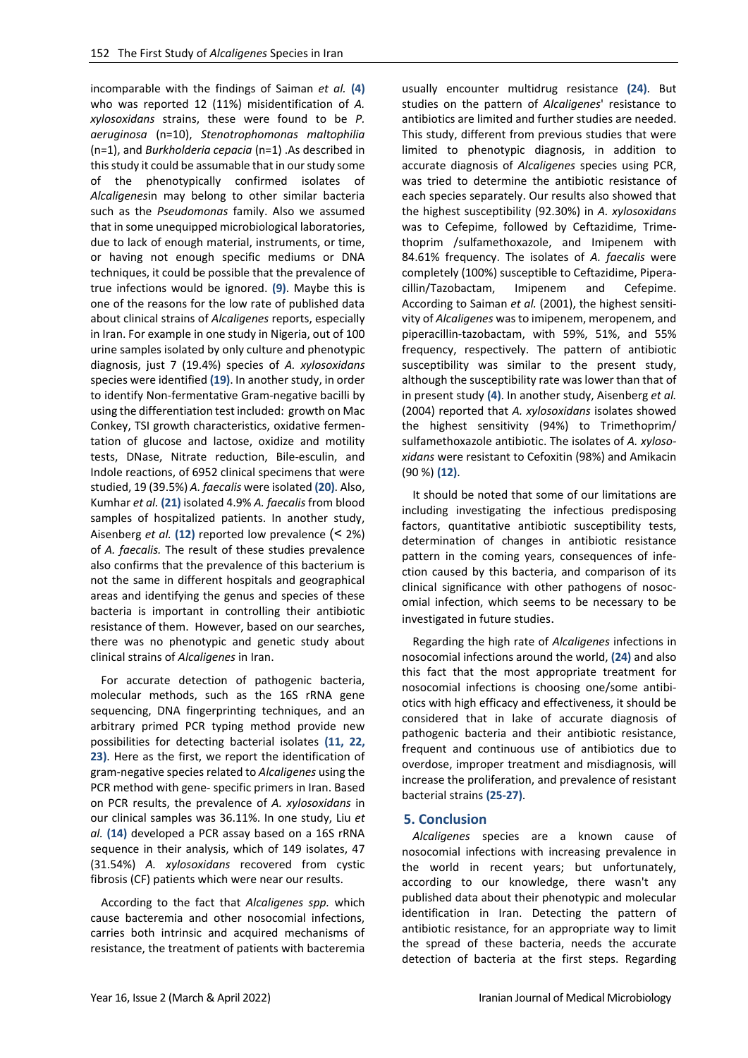incomparable with the findings of Saiman *et al.* **(4)** who was reported 12 (11%) misidentification of *A. xylosoxidans* strains, these were found to be *P. aeruginosa* (n=10), *Stenotrophomonas maltophilia* (n=1), and *Burkholderia cepacia* (n=1) .As described in this study it could be assumable that in our study some of the phenotypically confirmed isolates of *Alcaligenes*in may belong to other similar bacteria such as the *Pseudomonas* family. Also we assumed that in some unequipped microbiological laboratories, due to lack of enough material, instruments, or time, or having not enough specific mediums or DNA techniques, it could be possible that the prevalence of true infections would be ignored. **(9)**. Maybe this is one of the reasons for the low rate of published data about clinical strains of *Alcaligenes* reports, especially in Iran. For example in one study in Nigeria, out of 100 urine samples isolated by only culture and phenotypic diagnosis, just 7 (19.4%) species of *A. xylosoxidans* species were identified **(19)**. In another study, in order to identify Non-fermentative Gram-negative bacilli by using the differentiation test included: growth on Mac Conkey, TSI growth characteristics, oxidative fermentation of glucose and lactose, oxidize and motility tests, DNase, Nitrate reduction, Bile-esculin, and Indole reactions, of 6952 clinical specimens that were studied, 19 (39.5%) *A. faecalis* were isolated **(20)**. Also, Kumhar *et al.* **(21)** isolated 4.9% *A. faecalis* from blood samples of hospitalized patients. In another study, Aisenberg *et al.* **(12)** reported low prevalence (< 2%) of *A. faecalis.* The result of these studies prevalence also confirms that the prevalence of this bacterium is not the same in different hospitals and geographical areas and identifying the genus and species of these bacteria is important in controlling their antibiotic resistance of them. However, based on our searches, there was no phenotypic and genetic study about clinical strains of *Alcaligenes* in Iran.

For accurate detection of pathogenic bacteria, molecular methods, such as the 16S rRNA gene sequencing, DNA fingerprinting techniques, and an arbitrary primed PCR typing method provide new possibilities for detecting bacterial isolates **(11, 22, 23)**. Here as the first, we report the identification of gram-negative species related to *Alcaligenes* using the PCR method with gene- specific primers in Iran. Based on PCR results, the prevalence of *A. xylosoxidans* in our clinical samples was 36.11%. In one study, Liu *et al.* **(14)** developed a PCR assay based on a 16S rRNA sequence in their analysis, which of 149 isolates, 47 (31.54%) *A. xylosoxidans* recovered from cystic fibrosis (CF) patients which were near our results.

According to the fact that *Alcaligenes spp.* which cause bacteremia and other nosocomial infections, carries both intrinsic and acquired mechanisms of resistance, the treatment of patients with bacteremia usually encounter multidrug resistance **(24)**. But studies on the pattern of *Alcaligenes*' resistance to antibiotics are limited and further studies are needed. This study, different from previous studies that were limited to phenotypic diagnosis, in addition to accurate diagnosis of *Alcaligenes* species using PCR, was tried to determine the antibiotic resistance of each species separately. Our results also showed that the highest susceptibility (92.30%) in *A. xylosoxidans* was to Cefepime, followed by Ceftazidime, Trimethoprim /sulfamethoxazole, and Imipenem with 84.61% frequency. The isolates of *A. faecalis* were completely (100%) susceptible to Ceftazidime, Piperacillin/Tazobactam, Imipenem and Cefepime. According to Saiman *et al.* (2001), the highest sensitivity of *Alcaligenes* was to imipenem, meropenem, and piperacillin-tazobactam, with 59%, 51%, and 55% frequency, respectively. The pattern of antibiotic susceptibility was similar to the present study, although the susceptibility rate was lower than that of in present study **(4)**. In another study, Aisenberg *et al.* (2004) reported that *A. xylosoxidans* isolates showed the highest sensitivity (94%) to Trimethoprim/ sulfamethoxazole antibiotic. The isolates of *A. xylosoxidans* were resistant to Cefoxitin (98%) and Amikacin (90 %) **(12)**.

It should be noted that some of our limitations are including investigating the infectious predisposing factors, quantitative antibiotic susceptibility tests, determination of changes in antibiotic resistance pattern in the coming years, consequences of infection caused by this bacteria, and comparison of its clinical significance with other pathogens of nosocomial infection, which seems to be necessary to be investigated in future studies.

Regarding the high rate of *Alcaligenes* infections in nosocomial infections around the world, **(24)** and also this fact that the most appropriate treatment for nosocomial infections is choosing one/some antibiotics with high efficacy and effectiveness, it should be considered that in lake of accurate diagnosis of pathogenic bacteria and their antibiotic resistance, frequent and continuous use of antibiotics due to overdose, improper treatment and misdiagnosis, will increase the proliferation, and prevalence of resistant bacterial strains **(25-27)**.

## 5. Conclusion

*Alcaligenes* species are a known cause of nosocomial infections with increasing prevalence in the world in recent years; but unfortunately, according to our knowledge, there wasn't any published data about their phenotypic and molecular identification in Iran. Detecting the pattern of antibiotic resistance, for an appropriate way to limit the spread of these bacteria, needs the accurate detection of bacteria at the first steps. Regarding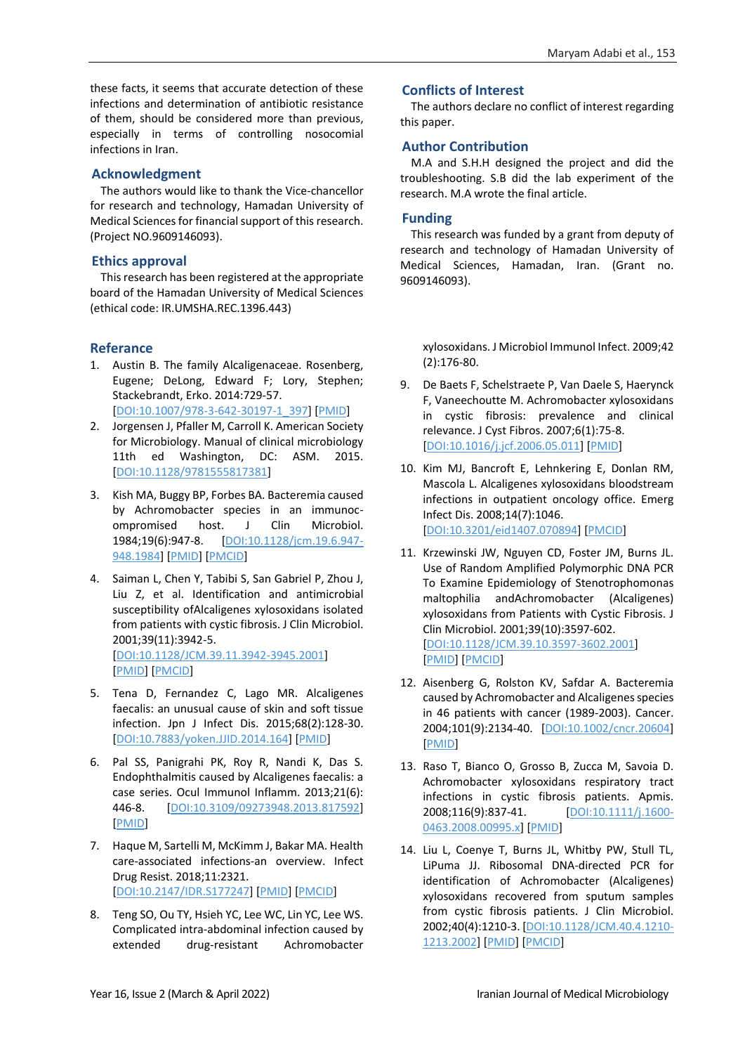these facts, it seems that accurate detection of these infections and determination of antibiotic resistance of them, should be considered more than previous, especially in terms of controlling nosocomial infections in Iran.

## Acknowledgment

The authors would like to thank the Vice-chancellor for research and technology, Hamadan University of Medical Sciences for financial support of this research. (Project NO.9609146093).

## Ethics approval

This research has been registered at the appropriate board of the Hamadan University of Medical Sciences (ethical code: IR.UMSHA.REC.1396.443)

## Conflicts of Interest

The authors declare no conflict of interest regarding this paper.

## Author Contribution

M.A and S.H.H designed the project and did the troubleshooting. S.B did the lab experiment of the research. M.A wrote the final article.

## Funding

This research was funded by a grant from deputy of research and technology of Hamadan University of Medical Sciences, Hamadan, Iran. (Grant no. 9609146093).

## Referance

1. Austin B. The family Alcaligenaceae. Rosenberg, Eugene; DeLong, Edward F; Lory, Stephen; Stackebrandt, Erko. 2014:729-57. [DOI:10.1007/978-3-642-30197-1_397] [PMID]
2. Jorgensen J, Pfaller M, Carroll K. American Society for Microbiology. Manual of clinical microbiology 11th ed Washington, DC: ASM. 2015. [DOI:10.1128/9781555817381]
3. Kish MA, Buggy BP, Forbes BA. Bacteremia caused by Achromobacter species in an immunocompromised host. J Clin Microbiol. 1984;19(6):947-8. [DOI:10.1128/jcm.19.6.947-948.1984] [PMID] [PMCID]
4. Saiman L, Chen Y, Tabibi S, San Gabriel P, Zhou J, Liu Z, et al. Identification and antimicrobial susceptibility ofAlcaligenes xylosoxidans isolated from patients with cystic fibrosis. J Clin Microbiol. 2001;39(11):3942-5. [DOI:10.1128/JCM.39.11.3942-3945.2001] [PMID] [PMCID]
5. Tena D, Fernandez C, Lago MR. Alcaligenes faecalis: an unusual cause of skin and soft tissue infection. Jpn J Infect Dis. 2015;68(2):128-30. [DOI:10.7883/yoken.JJID.2014.164] [PMID]
6. Pal SS, Panigrahi PK, Roy R, Nandi K, Das S. Endophthalmitis caused by Alcaligenes faecalis: a case series. Ocul Immunol Inflamm. 2013;21(6): 446-8. [DOI:10.3109/09273948.2013.817592] [PMID]
7. Haque M, Sartelli M, McKimm J, Bakar MA. Health care-associated infections-an overview. Infect Drug Resist. 2018;11:2321. [DOI:10.2147/IDR.S177247] [PMID] [PMCID]
8. Teng SO, Ou TY, Hsieh YC, Lee WC, Lin YC, Lee WS. Complicated intra-abdominal infection caused by extended drug-resistant Achromobacter xylosoxidans. J Microbiol Immunol Infect. 2009;42 (2):176-80.
9. De Baets F, Schelstraete P, Van Daele S, Haerynck F, Vaneechoutte M. Achromobacter xylosoxidans in cystic fibrosis: prevalence and clinical relevance. J Cyst Fibros. 2007;6(1):75-8. [DOI:10.1016/j.jcf.2006.05.011] [PMID]
10. Kim MJ, Bancroft E, Lehnkering E, Donlan RM, Mascola L. Alcaligenes xylosoxidans bloodstream infections in outpatient oncology office. Emerg Infect Dis. 2008;14(7):1046. [DOI:10.3201/eid1407.070894] [PMCID]
11. Krzewinski JW, Nguyen CD, Foster JM, Burns JL. Use of Random Amplified Polymorphic DNA PCR To Examine Epidemiology of Stenotrophomonas maltophilia andAchromobacter (Alcaligenes) xylosoxidans from Patients with Cystic Fibrosis. J Clin Microbiol. 2001;39(10):3597-602. [DOI:10.1128/JCM.39.10.3597-3602.2001] [PMID] [PMCID]
12. Aisenberg G, Rolston KV, Safdar A. Bacteremia caused by Achromobacter and Alcaligenes species in 46 patients with cancer (1989-2003). Cancer. 2004;101(9):2134-40. [DOI:10.1002/cncr.20604] [PMID]
13. Raso T, Bianco O, Grosso B, Zucca M, Savoia D. Achromobacter xylosoxidans respiratory tract infections in cystic fibrosis patients. Apmis. 2008;116(9):837-41. [DOI:10.1111/j.1600-0463.2008.00995.x] [PMID]
14. Liu L, Coenye T, Burns JL, Whitby PW, Stull TL, LiPuma JJ. Ribosomal DNA-directed PCR for identification of Achromobacter (Alcaligenes) xylosoxidans recovered from sputum samples from cystic fibrosis patients. J Clin Microbiol. 2002;40(4):1210-3. [DOI:10.1128/JCM.40.4.1210-1213.2002] [PMID] [PMCID]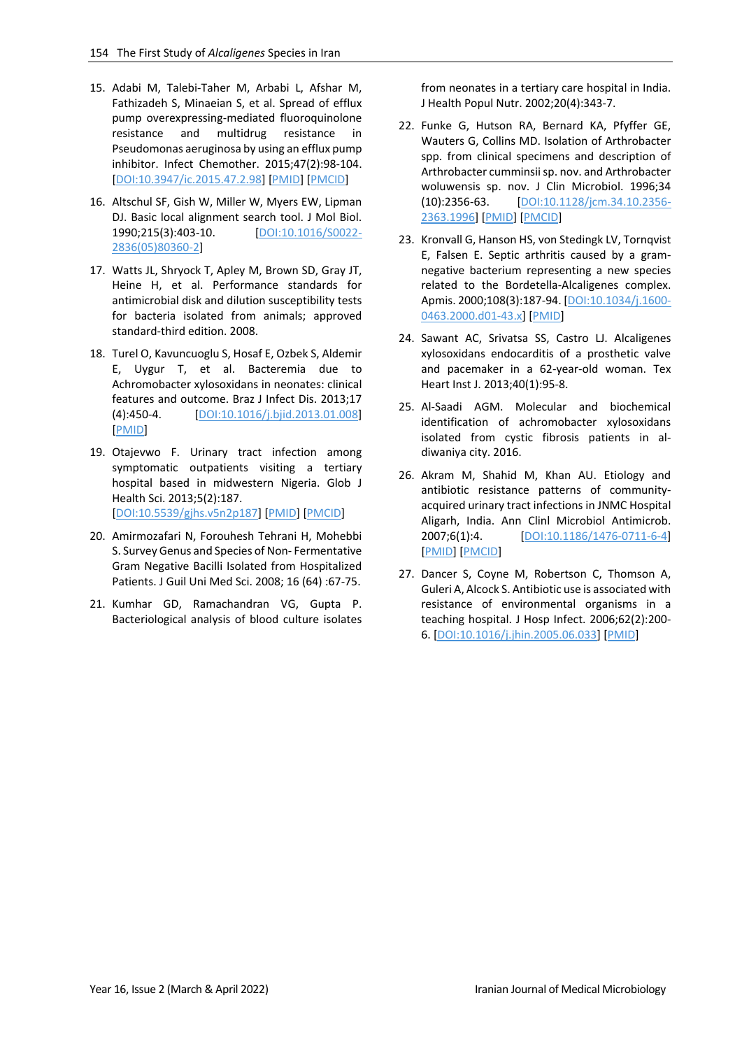15. Adabi M, Talebi-Taher M, Arbabi L, Afshar M, Fathizadeh S, Minaeian S, et al. Spread of efflux pump overexpressing-mediated fluoroquinolone resistance and multidrug resistance in Pseudomonas aeruginosa by using an efflux pump inhibitor. Infect Chemother. 2015;47(2):98-104. [DOI:10.3947/ic.2015.47.2.98] [PMID] [PMCID]
16. Altschul SF, Gish W, Miller W, Myers EW, Lipman DJ. Basic local alignment search tool. J Mol Biol. 1990;215(3):403-10. [DOI:10.1016/S0022-2836(05)80360-2]
17. Watts JL, Shryock T, Apley M, Brown SD, Gray JT, Heine H, et al. Performance standards for antimicrobial disk and dilution susceptibility tests for bacteria isolated from animals; approved standard-third edition. 2008.
18. Turel O, Kavuncuoglu S, Hosaf E, Ozbek S, Aldemir E, Uygur T, et al. Bacteremia due to Achromobacter xylosoxidans in neonates: clinical features and outcome. Braz J Infect Dis. 2013;17(4):450-4. [DOI:10.1016/j.bjid.2013.01.008] [PMID]
19. Otajevwo F. Urinary tract infection among symptomatic outpatients visiting a tertiary hospital based in midwestern Nigeria. Glob J Health Sci. 2013;5(2):187. [DOI:10.5539/gjhs.v5n2p187] [PMID] [PMCID]
20. Amirmozafari N, Forouhesh Tehrani H, Mohebbi S. Survey Genus and Species of Non- Fermentative Gram Negative Bacilli Isolated from Hospitalized Patients. J Guil Uni Med Sci. 2008; 16 (64) :67-75.
21. Kumhar GD, Ramachandran VG, Gupta P. Bacteriological analysis of blood culture isolates from neonates in a tertiary care hospital in India. J Health Popul Nutr. 2002;20(4):343-7.
22. Funke G, Hutson RA, Bernard KA, Pfyffer GE, Wauters G, Collins MD. Isolation of Arthrobacter spp. from clinical specimens and description of Arthrobacter cumminsii sp. nov. and Arthrobacter woluwensis sp. nov. J Clin Microbiol. 1996;34(10):2356-63. [DOI:10.1128/jcm.34.10.2356-2363.1996] [PMID] [PMCID]
23. Kronvall G, Hanson HS, von Stedingk LV, Tornqvist E, Falsen E. Septic arthritis caused by a gram-negative bacterium representing a new species related to the Bordetella-Alcaligenes complex. Apmis. 2000;108(3):187-94. [DOI:10.1034/j.1600-0463.2000.d01-43.x] [PMID]
24. Sawant AC, Srivatsa SS, Castro LJ. Alcaligenes xylosoxidans endocarditis of a prosthetic valve and pacemaker in a 62-year-old woman. Tex Heart Inst J. 2013;40(1):95-8.
25. Al-Saadi AGM. Molecular and biochemical identification of achromobacter xylosoxidans isolated from cystic fibrosis patients in al-diwaniya city. 2016.
26. Akram M, Shahid M, Khan AU. Etiology and antibiotic resistance patterns of community-acquired urinary tract infections in JNMC Hospital Aligarh, India. Ann Clinl Microbiol Antimicrob. 2007;6(1):4. [DOI:10.1186/1476-0711-6-4] [PMID] [PMCID]
27. Dancer S, Coyne M, Robertson C, Thomson A, Guleri A, Alcock S. Antibiotic use is associated with resistance of environmental organisms in a teaching hospital. J Hosp Infect. 2006;62(2):200-6. [DOI:10.1016/j.jhin.2005.06.033] [PMID]